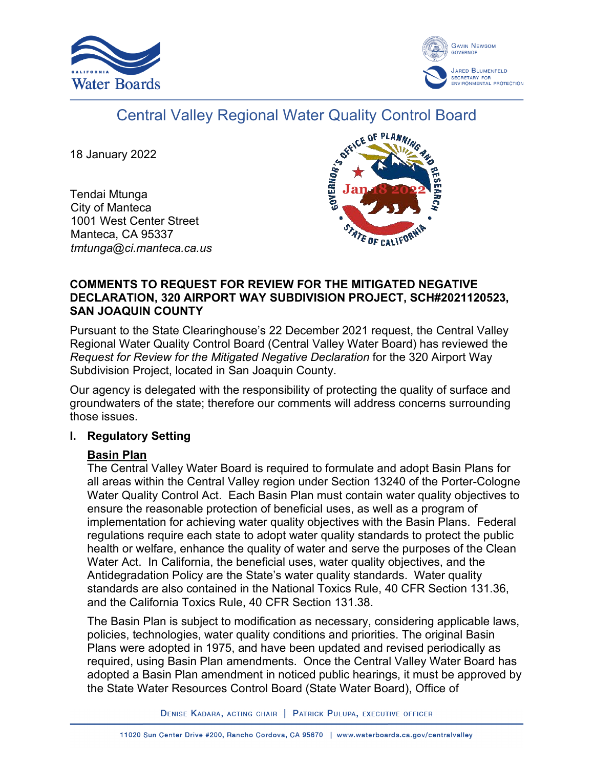# Central Valley Regional Water Quality Control Board

18 January 2022

Tendai Mtunga
City of Manteca
1001 West Center Street
Manteca, CA 95337
*tmtunga@ci.manteca.ca.us*

**COMMENTS TO REQUEST FOR REVIEW FOR THE MITIGATED NEGATIVE DECLARATION, 320 AIRPORT WAY SUBDIVISION PROJECT, SCH#2021120523, SAN JOAQUIN COUNTY**

Pursuant to the State Clearinghouse's 22 December 2021 request, the Central Valley Regional Water Quality Control Board (Central Valley Water Board) has reviewed the *Request for Review for the Mitigated Negative Declaration* for the 320 Airport Way Subdivision Project, located in San Joaquin County.

Our agency is delegated with the responsibility of protecting the quality of surface and groundwaters of the state; therefore our comments will address concerns surrounding those issues.

## I. Regulatory Setting

### Basin Plan

The Central Valley Water Board is required to formulate and adopt Basin Plans for all areas within the Central Valley region under Section 13240 of the Porter-Cologne Water Quality Control Act. Each Basin Plan must contain water quality objectives to ensure the reasonable protection of beneficial uses, as well as a program of implementation for achieving water quality objectives with the Basin Plans. Federal regulations require each state to adopt water quality standards to protect the public health or welfare, enhance the quality of water and serve the purposes of the Clean Water Act. In California, the beneficial uses, water quality objectives, and the Antidegradation Policy are the State's water quality standards. Water quality standards are also contained in the National Toxics Rule, 40 CFR Section 131.36, and the California Toxics Rule, 40 CFR Section 131.38.

The Basin Plan is subject to modification as necessary, considering applicable laws, policies, technologies, water quality conditions and priorities. The original Basin Plans were adopted in 1975, and have been updated and revised periodically as required, using Basin Plan amendments. Once the Central Valley Water Board has adopted a Basin Plan amendment in noticed public hearings, it must be approved by the State Water Resources Control Board (State Water Board), Office of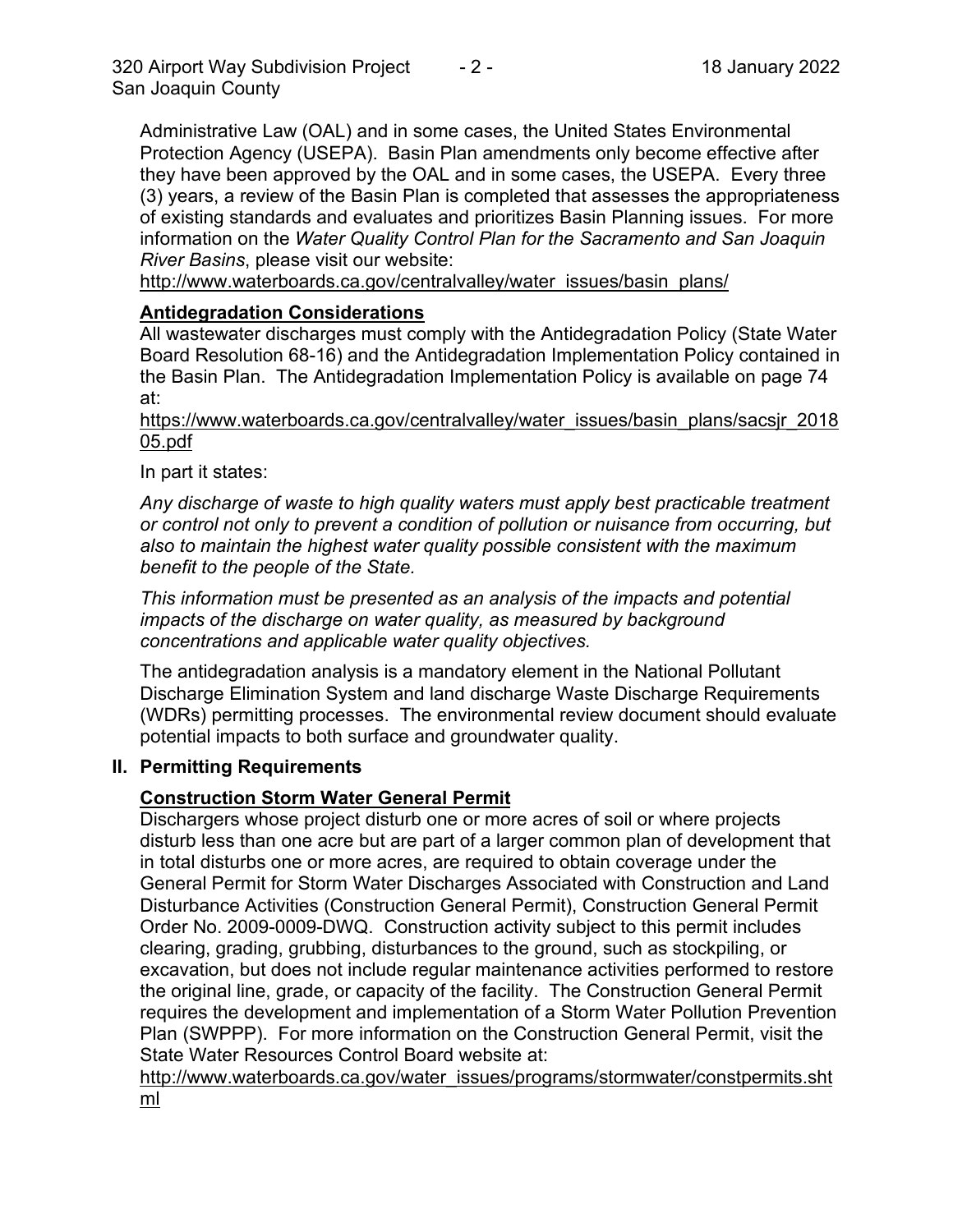Administrative Law (OAL) and in some cases, the United States Environmental Protection Agency (USEPA). Basin Plan amendments only become effective after they have been approved by the OAL and in some cases, the USEPA. Every three (3) years, a review of the Basin Plan is completed that assesses the appropriateness of existing standards and evaluates and prioritizes Basin Planning issues. For more information on the *Water Quality Control Plan for the Sacramento and San Joaquin River Basins*, please visit our website:
http://www.waterboards.ca.gov/centralvalley/water_issues/basin_plans/

**Antidegradation Considerations**

All wastewater discharges must comply with the Antidegradation Policy (State Water Board Resolution 68-16) and the Antidegradation Implementation Policy contained in the Basin Plan. The Antidegradation Implementation Policy is available on page 74 at:
https://www.waterboards.ca.gov/centralvalley/water_issues/basin_plans/sacsjr_201805.pdf

In part it states:

*Any discharge of waste to high quality waters must apply best practicable treatment or control not only to prevent a condition of pollution or nuisance from occurring, but also to maintain the highest water quality possible consistent with the maximum benefit to the people of the State.*

*This information must be presented as an analysis of the impacts and potential impacts of the discharge on water quality, as measured by background concentrations and applicable water quality objectives.*

The antidegradation analysis is a mandatory element in the National Pollutant Discharge Elimination System and land discharge Waste Discharge Requirements (WDRs) permitting processes. The environmental review document should evaluate potential impacts to both surface and groundwater quality.

## II. Permitting Requirements

**Construction Storm Water General Permit**

Dischargers whose project disturb one or more acres of soil or where projects disturb less than one acre but are part of a larger common plan of development that in total disturbs one or more acres, are required to obtain coverage under the General Permit for Storm Water Discharges Associated with Construction and Land Disturbance Activities (Construction General Permit), Construction General Permit Order No. 2009-0009-DWQ. Construction activity subject to this permit includes clearing, grading, grubbing, disturbances to the ground, such as stockpiling, or excavation, but does not include regular maintenance activities performed to restore the original line, grade, or capacity of the facility. The Construction General Permit requires the development and implementation of a Storm Water Pollution Prevention Plan (SWPPP). For more information on the Construction General Permit, visit the State Water Resources Control Board website at:
http://www.waterboards.ca.gov/water_issues/programs/stormwater/constpermits.shtml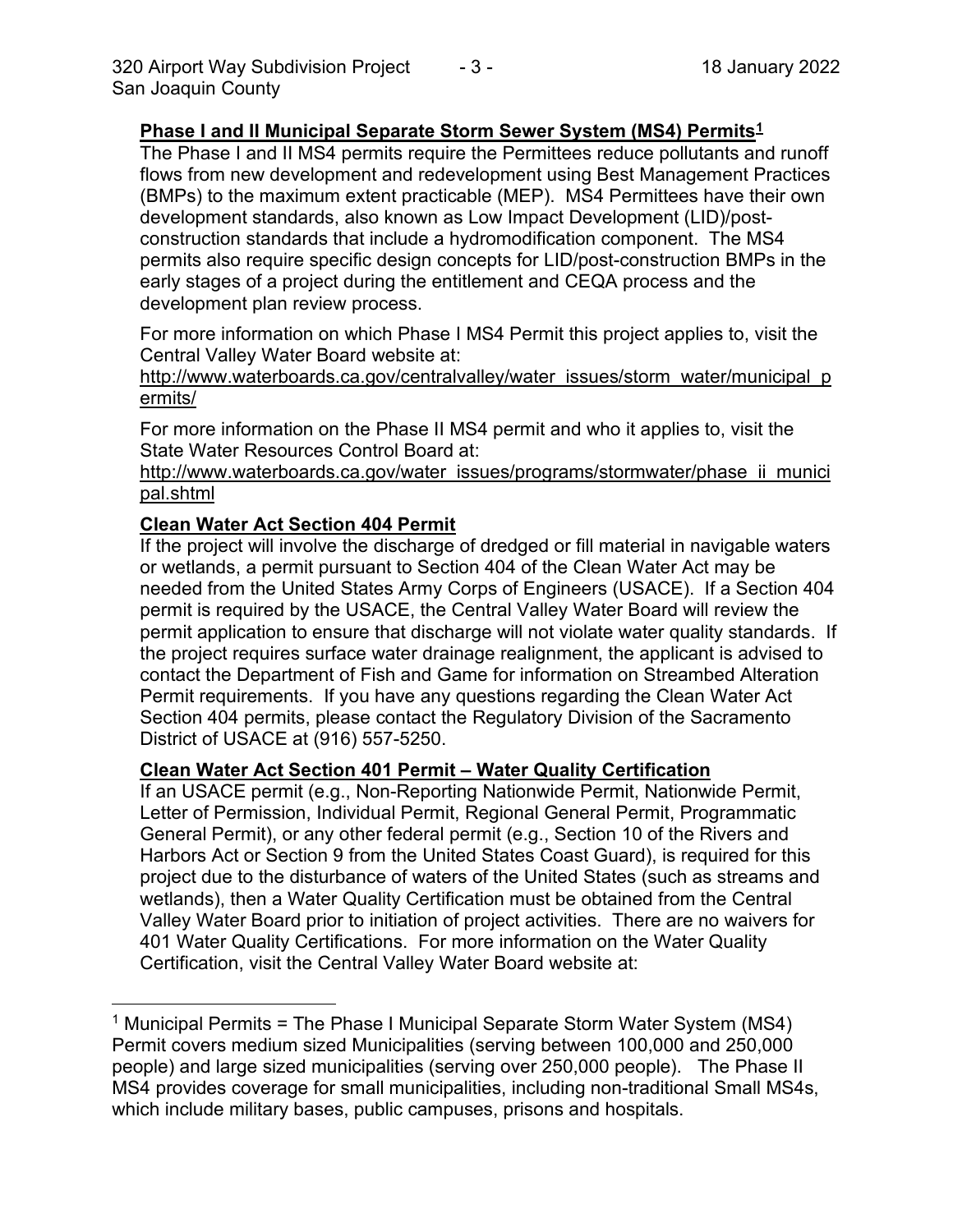**Phase I and II Municipal Separate Storm Sewer System (MS4) Permits**[1]

The Phase I and II MS4 permits require the Permittees reduce pollutants and runoff flows from new development and redevelopment using Best Management Practices (BMPs) to the maximum extent practicable (MEP). MS4 Permittees have their own development standards, also known as Low Impact Development (LID)/post-construction standards that include a hydromodification component. The MS4 permits also require specific design concepts for LID/post-construction BMPs in the early stages of a project during the entitlement and CEQA process and the development plan review process.

For more information on which Phase I MS4 Permit this project applies to, visit the Central Valley Water Board website at:
http://www.waterboards.ca.gov/centralvalley/water_issues/storm_water/municipal_permits/

For more information on the Phase II MS4 permit and who it applies to, visit the State Water Resources Control Board at:
http://www.waterboards.ca.gov/water_issues/programs/stormwater/phase_ii_municipal.shtml

**Clean Water Act Section 404 Permit**

If the project will involve the discharge of dredged or fill material in navigable waters or wetlands, a permit pursuant to Section 404 of the Clean Water Act may be needed from the United States Army Corps of Engineers (USACE). If a Section 404 permit is required by the USACE, the Central Valley Water Board will review the permit application to ensure that discharge will not violate water quality standards. If the project requires surface water drainage realignment, the applicant is advised to contact the Department of Fish and Game for information on Streambed Alteration Permit requirements. If you have any questions regarding the Clean Water Act Section 404 permits, please contact the Regulatory Division of the Sacramento District of USACE at (916) 557-5250.

**Clean Water Act Section 401 Permit – Water Quality Certification**

If an USACE permit (e.g., Non-Reporting Nationwide Permit, Nationwide Permit, Letter of Permission, Individual Permit, Regional General Permit, Programmatic General Permit), or any other federal permit (e.g., Section 10 of the Rivers and Harbors Act or Section 9 from the United States Coast Guard), is required for this project due to the disturbance of waters of the United States (such as streams and wetlands), then a Water Quality Certification must be obtained from the Central Valley Water Board prior to initiation of project activities. There are no waivers for 401 Water Quality Certifications. For more information on the Water Quality Certification, visit the Central Valley Water Board website at:

---

[1] Municipal Permits = The Phase I Municipal Separate Storm Water System (MS4) Permit covers medium sized Municipalities (serving between 100,000 and 250,000 people) and large sized municipalities (serving over 250,000 people). The Phase II MS4 provides coverage for small municipalities, including non-traditional Small MS4s, which include military bases, public campuses, prisons and hospitals.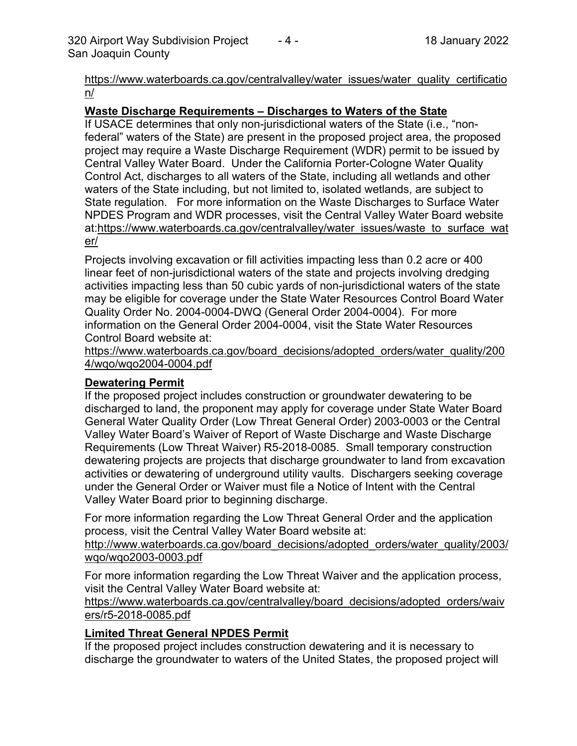https://www.waterboards.ca.gov/centralvalley/water_issues/water_quality_certification/

**Waste Discharge Requirements – Discharges to Waters of the State**

If USACE determines that only non-jurisdictional waters of the State (i.e., "non-federal" waters of the State) are present in the proposed project area, the proposed project may require a Waste Discharge Requirement (WDR) permit to be issued by Central Valley Water Board. Under the California Porter-Cologne Water Quality Control Act, discharges to all waters of the State, including all wetlands and other waters of the State including, but not limited to, isolated wetlands, are subject to State regulation. For more information on the Waste Discharges to Surface Water NPDES Program and WDR processes, visit the Central Valley Water Board website at:https://www.waterboards.ca.gov/centralvalley/water_issues/waste_to_surface_water/

Projects involving excavation or fill activities impacting less than 0.2 acre or 400 linear feet of non-jurisdictional waters of the state and projects involving dredging activities impacting less than 50 cubic yards of non-jurisdictional waters of the state may be eligible for coverage under the State Water Resources Control Board Water Quality Order No. 2004-0004-DWQ (General Order 2004-0004). For more information on the General Order 2004-0004, visit the State Water Resources Control Board website at:

https://www.waterboards.ca.gov/board_decisions/adopted_orders/water_quality/2004/wqo/wqo2004-0004.pdf

**Dewatering Permit**

If the proposed project includes construction or groundwater dewatering to be discharged to land, the proponent may apply for coverage under State Water Board General Water Quality Order (Low Threat General Order) 2003-0003 or the Central Valley Water Board's Waiver of Report of Waste Discharge and Waste Discharge Requirements (Low Threat Waiver) R5-2018-0085. Small temporary construction dewatering projects are projects that discharge groundwater to land from excavation activities or dewatering of underground utility vaults. Dischargers seeking coverage under the General Order or Waiver must file a Notice of Intent with the Central Valley Water Board prior to beginning discharge.

For more information regarding the Low Threat General Order and the application process, visit the Central Valley Water Board website at:

http://www.waterboards.ca.gov/board_decisions/adopted_orders/water_quality/2003/wqo/wqo2003-0003.pdf

For more information regarding the Low Threat Waiver and the application process, visit the Central Valley Water Board website at:

https://www.waterboards.ca.gov/centralvalley/board_decisions/adopted_orders/waivers/r5-2018-0085.pdf

**Limited Threat General NPDES Permit**

If the proposed project includes construction dewatering and it is necessary to discharge the groundwater to waters of the United States, the proposed project will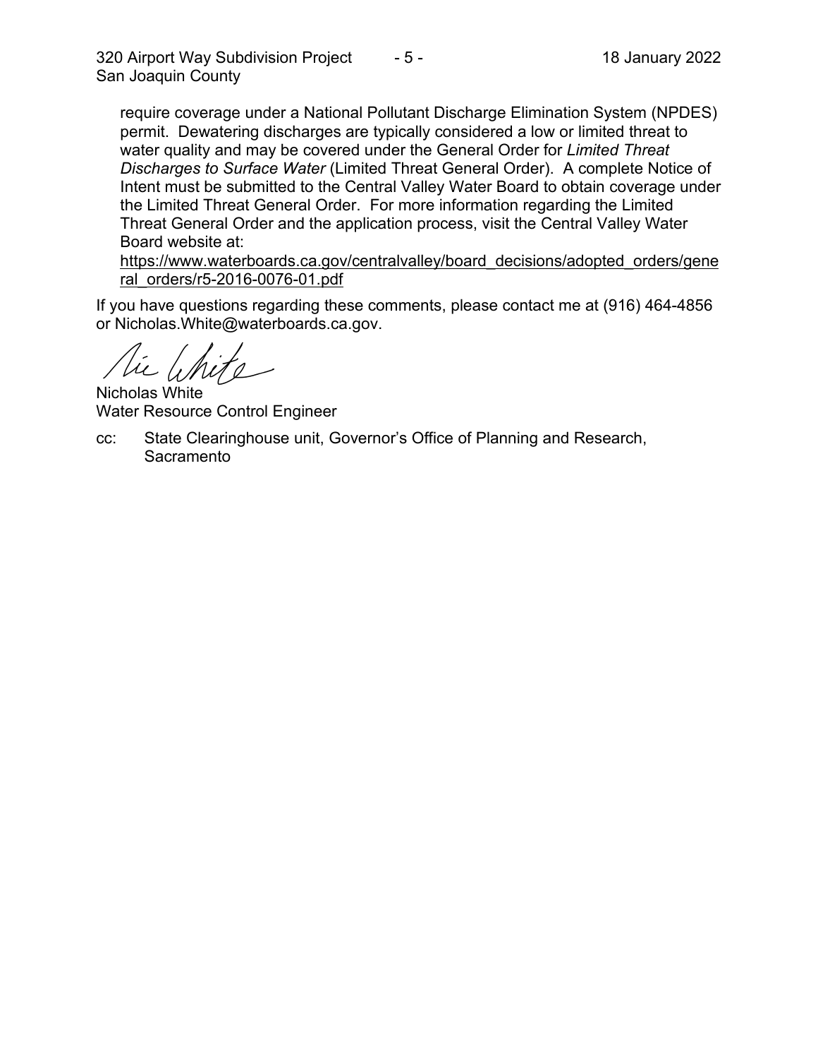require coverage under a National Pollutant Discharge Elimination System (NPDES) permit. Dewatering discharges are typically considered a low or limited threat to water quality and may be covered under the General Order for *Limited Threat Discharges to Surface Water* (Limited Threat General Order). A complete Notice of Intent must be submitted to the Central Valley Water Board to obtain coverage under the Limited Threat General Order. For more information regarding the Limited Threat General Order and the application process, visit the Central Valley Water Board website at:
https://www.waterboards.ca.gov/centralvalley/board_decisions/adopted_orders/general_orders/r5-2016-0076-01.pdf

If you have questions regarding these comments, please contact me at (916) 464-4856 or Nicholas.White@waterboards.ca.gov.

Nicholas White
Water Resource Control Engineer

cc: State Clearinghouse unit, Governor's Office of Planning and Research, Sacramento